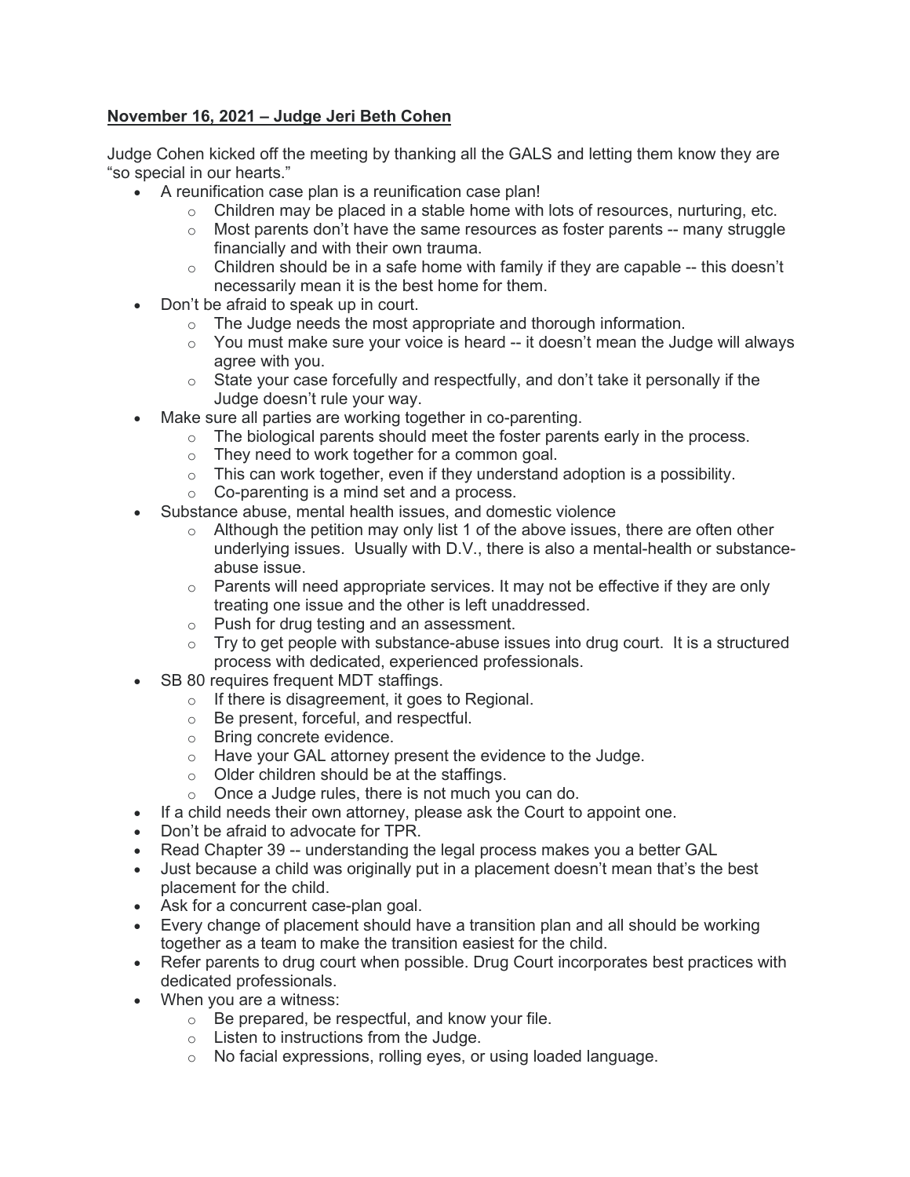**November 16, 2021 – Judge Jeri Beth Cohen**

Judge Cohen kicked off the meeting by thanking all the GALS and letting them know they are "so special in our hearts."

- A reunification case plan is a reunification case plan!
  - Children may be placed in a stable home with lots of resources, nurturing, etc.
  - Most parents don't have the same resources as foster parents -- many struggle financially and with their own trauma.
  - Children should be in a safe home with family if they are capable -- this doesn't necessarily mean it is the best home for them.
- Don't be afraid to speak up in court.
  - The Judge needs the most appropriate and thorough information.
  - You must make sure your voice is heard -- it doesn't mean the Judge will always agree with you.
  - State your case forcefully and respectfully, and don't take it personally if the Judge doesn't rule your way.
- Make sure all parties are working together in co-parenting.
  - The biological parents should meet the foster parents early in the process.
  - They need to work together for a common goal.
  - This can work together, even if they understand adoption is a possibility.
  - Co-parenting is a mind set and a process.
- Substance abuse, mental health issues, and domestic violence
  - Although the petition may only list 1 of the above issues, there are often other underlying issues. Usually with D.V., there is also a mental-health or substance-abuse issue.
  - Parents will need appropriate services. It may not be effective if they are only treating one issue and the other is left unaddressed.
  - Push for drug testing and an assessment.
  - Try to get people with substance-abuse issues into drug court. It is a structured process with dedicated, experienced professionals.
- SB 80 requires frequent MDT staffings.
  - If there is disagreement, it goes to Regional.
  - Be present, forceful, and respectful.
  - Bring concrete evidence.
  - Have your GAL attorney present the evidence to the Judge.
  - Older children should be at the staffings.
  - Once a Judge rules, there is not much you can do.
- If a child needs their own attorney, please ask the Court to appoint one.
- Don't be afraid to advocate for TPR.
- Read Chapter 39 -- understanding the legal process makes you a better GAL
- Just because a child was originally put in a placement doesn't mean that's the best placement for the child.
- Ask for a concurrent case-plan goal.
- Every change of placement should have a transition plan and all should be working together as a team to make the transition easiest for the child.
- Refer parents to drug court when possible. Drug Court incorporates best practices with dedicated professionals.
- When you are a witness:
  - Be prepared, be respectful, and know your file.
  - Listen to instructions from the Judge.
  - No facial expressions, rolling eyes, or using loaded language.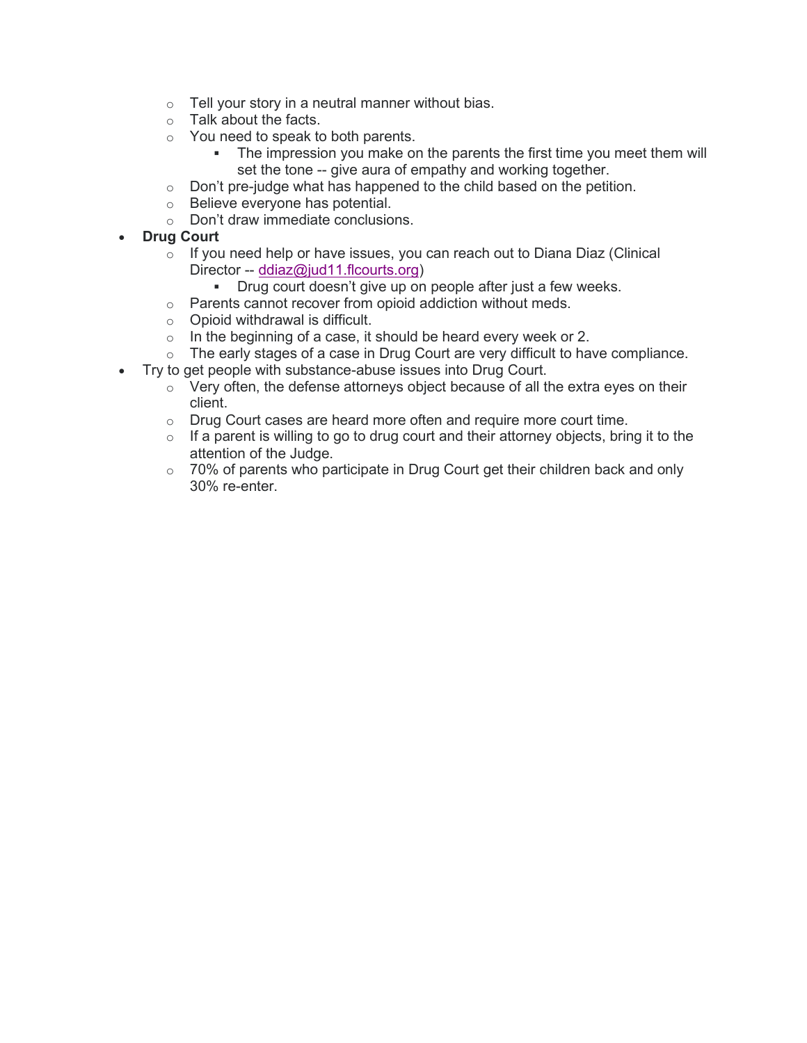- Tell your story in a neutral manner without bias.
  - Talk about the facts.
  - You need to speak to both parents.
    - The impression you make on the parents the first time you meet them will set the tone -- give aura of empathy and working together.
  - Don't pre-judge what has happened to the child based on the petition.
  - Believe everyone has potential.
  - Don't draw immediate conclusions.
- **Drug Court**
  - If you need help or have issues, you can reach out to Diana Diaz (Clinical Director -- ddiaz@jud11.flcourts.org)
    - Drug court doesn't give up on people after just a few weeks.
  - Parents cannot recover from opioid addiction without meds.
  - Opioid withdrawal is difficult.
  - In the beginning of a case, it should be heard every week or 2.
  - The early stages of a case in Drug Court are very difficult to have compliance.
- Try to get people with substance-abuse issues into Drug Court.
  - Very often, the defense attorneys object because of all the extra eyes on their client.
  - Drug Court cases are heard more often and require more court time.
  - If a parent is willing to go to drug court and their attorney objects, bring it to the attention of the Judge.
  - 70% of parents who participate in Drug Court get their children back and only 30% re-enter.